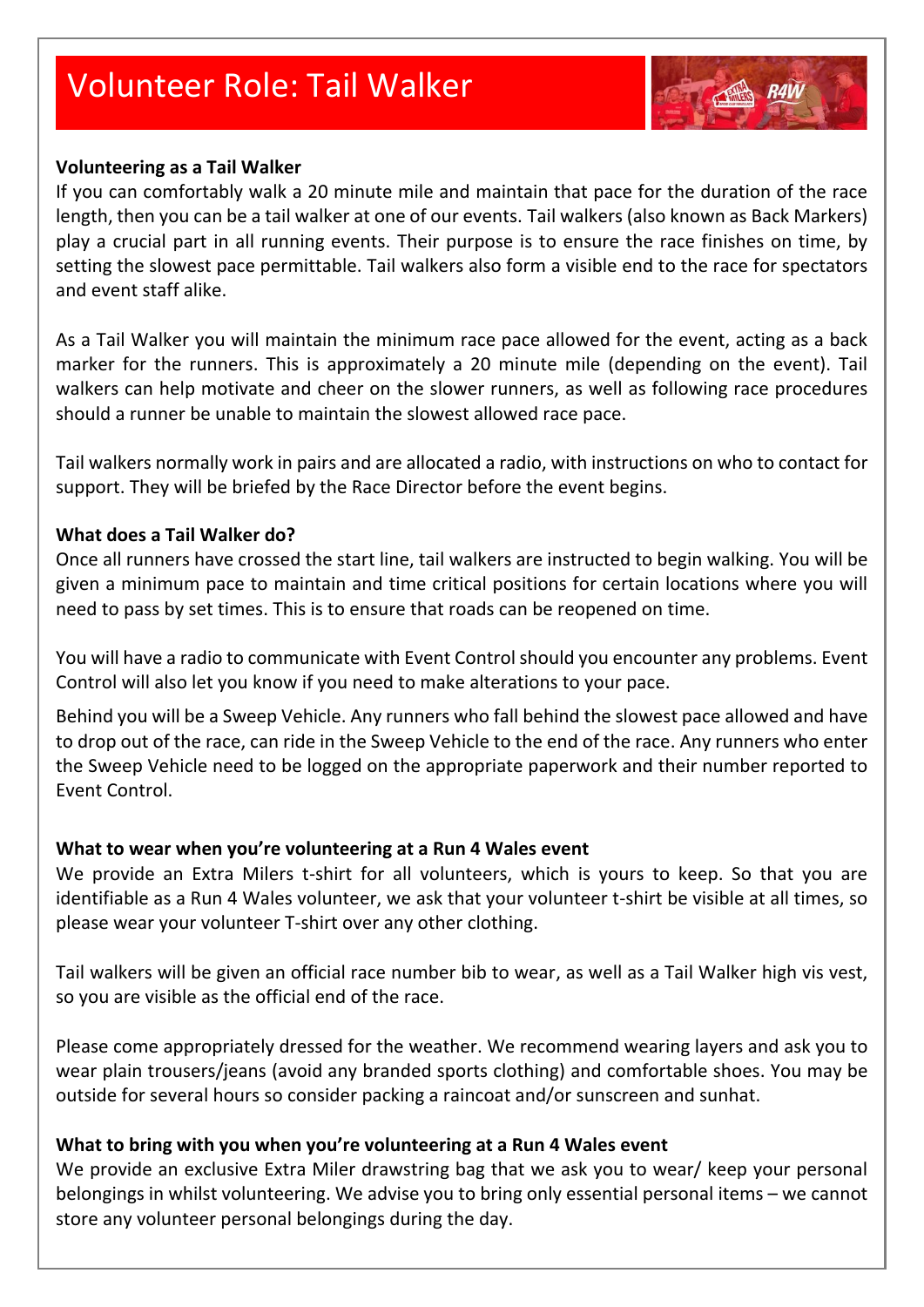# Volunteer Role: Tail Walker

## Volunteering as a Tail Walker

If you can comfortably walk a 20 minute mile and maintain that pace for the duration of the race length, then you can be a tail walker at one of our events. Tail walkers (also known as Back Markers) play a crucial part in all running events. Their purpose is to ensure the race finishes on time, by setting the slowest pace permittable. Tail walkers also form a visible end to the race for spectators and event staff alike.

As a Tail Walker you will maintain the minimum race pace allowed for the event, acting as a back marker for the runners. This is approximately a 20 minute mile (depending on the event). Tail walkers can help motivate and cheer on the slower runners, as well as following race procedures should a runner be unable to maintain the slowest allowed race pace.

Tail walkers normally work in pairs and are allocated a radio, with instructions on who to contact for support. They will be briefed by the Race Director before the event begins.

## What does a Tail Walker do?

Once all runners have crossed the start line, tail walkers are instructed to begin walking. You will be given a minimum pace to maintain and time critical positions for certain locations where you will need to pass by set times. This is to ensure that roads can be reopened on time.

You will have a radio to communicate with Event Control should you encounter any problems. Event Control will also let you know if you need to make alterations to your pace.

Behind you will be a Sweep Vehicle. Any runners who fall behind the slowest pace allowed and have to drop out of the race, can ride in the Sweep Vehicle to the end of the race. Any runners who enter the Sweep Vehicle need to be logged on the appropriate paperwork and their number reported to Event Control.

## What to wear when you're volunteering at a Run 4 Wales event

We provide an Extra Milers t-shirt for all volunteers, which is yours to keep. So that you are identifiable as a Run 4 Wales volunteer, we ask that your volunteer t-shirt be visible at all times, so please wear your volunteer T-shirt over any other clothing.

Tail walkers will be given an official race number bib to wear, as well as a Tail Walker high vis vest, so you are visible as the official end of the race.

Please come appropriately dressed for the weather. We recommend wearing layers and ask you to wear plain trousers/jeans (avoid any branded sports clothing) and comfortable shoes. You may be outside for several hours so consider packing a raincoat and/or sunscreen and sunhat.

## What to bring with you when you're volunteering at a Run 4 Wales event

We provide an exclusive Extra Miler drawstring bag that we ask you to wear/ keep your personal belongings in whilst volunteering. We advise you to bring only essential personal items – we cannot store any volunteer personal belongings during the day.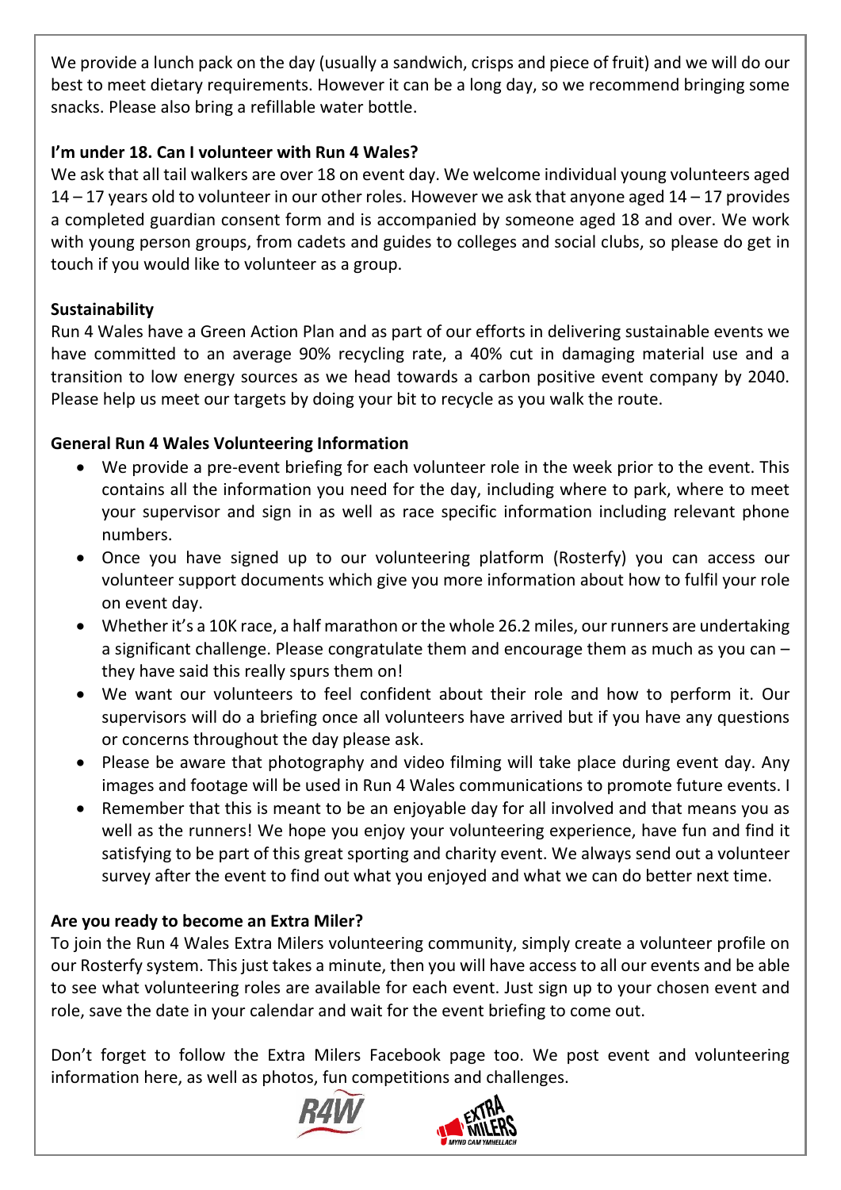We provide a lunch pack on the day (usually a sandwich, crisps and piece of fruit) and we will do our best to meet dietary requirements. However it can be a long day, so we recommend bringing some snacks. Please also bring a refillable water bottle.

**I'm under 18. Can I volunteer with Run 4 Wales?**

We ask that all tail walkers are over 18 on event day. We welcome individual young volunteers aged 14 – 17 years old to volunteer in our other roles. However we ask that anyone aged 14 – 17 provides a completed guardian consent form and is accompanied by someone aged 18 and over. We work with young person groups, from cadets and guides to colleges and social clubs, so please do get in touch if you would like to volunteer as a group.

**Sustainability**

Run 4 Wales have a Green Action Plan and as part of our efforts in delivering sustainable events we have committed to an average 90% recycling rate, a 40% cut in damaging material use and a transition to low energy sources as we head towards a carbon positive event company by 2040. Please help us meet our targets by doing your bit to recycle as you walk the route.

**General Run 4 Wales Volunteering Information**

- We provide a pre-event briefing for each volunteer role in the week prior to the event. This contains all the information you need for the day, including where to park, where to meet your supervisor and sign in as well as race specific information including relevant phone numbers.
- Once you have signed up to our volunteering platform (Rosterfy) you can access our volunteer support documents which give you more information about how to fulfil your role on event day.
- Whether it's a 10K race, a half marathon or the whole 26.2 miles, our runners are undertaking a significant challenge. Please congratulate them and encourage them as much as you can – they have said this really spurs them on!
- We want our volunteers to feel confident about their role and how to perform it. Our supervisors will do a briefing once all volunteers have arrived but if you have any questions or concerns throughout the day please ask.
- Please be aware that photography and video filming will take place during event day. Any images and footage will be used in Run 4 Wales communications to promote future events. I
- Remember that this is meant to be an enjoyable day for all involved and that means you as well as the runners! We hope you enjoy your volunteering experience, have fun and find it satisfying to be part of this great sporting and charity event. We always send out a volunteer survey after the event to find out what you enjoyed and what we can do better next time.

**Are you ready to become an Extra Miler?**

To join the Run 4 Wales Extra Milers volunteering community, simply create a volunteer profile on our Rosterfy system. This just takes a minute, then you will have access to all our events and be able to see what volunteering roles are available for each event. Just sign up to your chosen event and role, save the date in your calendar and wait for the event briefing to come out.

Don't forget to follow the Extra Milers Facebook page too. We post event and volunteering information here, as well as photos, fun competitions and challenges.